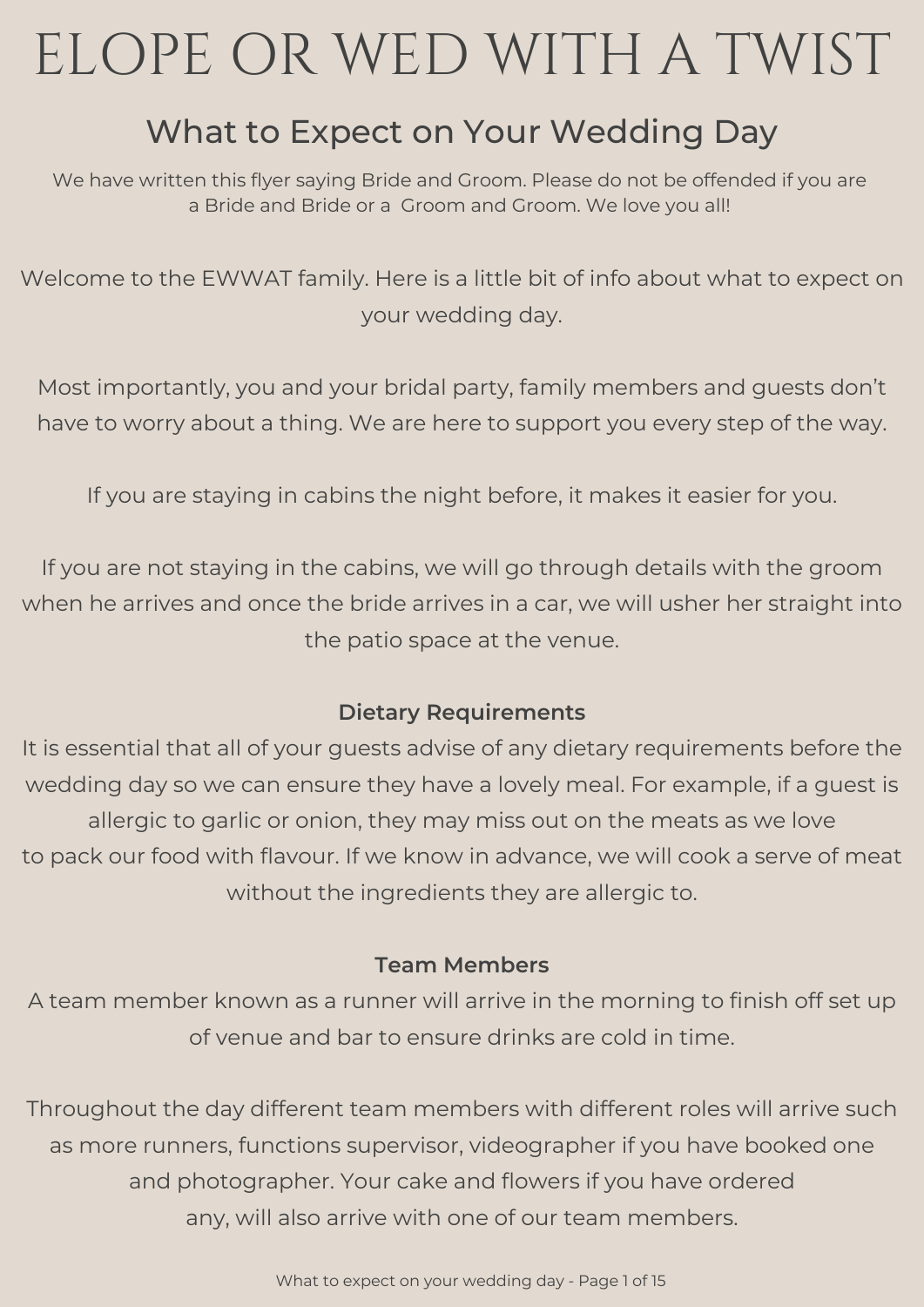# ELOPE OR WED WITH A TWIST

## What to Expect on Your Wedding Day

We have written this flyer saying Bride and Groom. Please do not be offended if you are a Bride and Bride or a Groom and Groom. We love you all!

Welcome to the EWWAT family. Here is a little bit of info about what to expect on your wedding day.

Most importantly, you and your bridal party, family members and guests don't have to worry about a thing. We are here to support you every step of the way.

If you are staying in cabins the night before, it makes it easier for you.

If you are not staying in the cabins, we will go through details with the groom when he arrives and once the bride arrives in a car, we will usher her straight into the patio space at the venue.

### Dietary Requirements

It is essential that all of your guests advise of any dietary requirements before the wedding day so we can ensure they have a lovely meal. For example, if a guest is allergic to garlic or onion, they may miss out on the meats as we love to pack our food with flavour. If we know in advance, we will cook a serve of meat without the ingredients they are allergic to.

### Team Members

A team member known as a runner will arrive in the morning to finish off set up of venue and bar to ensure drinks are cold in time.

Throughout the day different team members with different roles will arrive such as more runners, functions supervisor, videographer if you have booked one and photographer. Your cake and flowers if you have ordered any, will also arrive with one of our team members.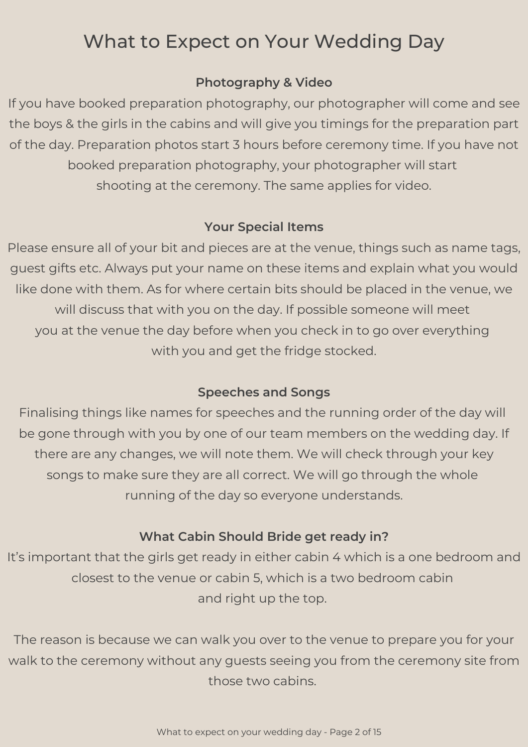# What to Expect on Your Wedding Day

## Photography & Video

If you have booked preparation photography, our photographer will come and see the boys & the girls in the cabins and will give you timings for the preparation part of the day. Preparation photos start 3 hours before ceremony time. If you have not booked preparation photography, your photographer will start shooting at the ceremony. The same applies for video.

## Your Special Items

Please ensure all of your bit and pieces are at the venue, things such as name tags, guest gifts etc. Always put your name on these items and explain what you would like done with them. As for where certain bits should be placed in the venue, we will discuss that with you on the day. If possible someone will meet you at the venue the day before when you check in to go over everything with you and get the fridge stocked.

## Speeches and Songs

Finalising things like names for speeches and the running order of the day will be gone through with you by one of our team members on the wedding day. If there are any changes, we will note them. We will check through your key songs to make sure they are all correct. We will go through the whole running of the day so everyone understands.

## What Cabin Should Bride get ready in?

It's important that the girls get ready in either cabin 4 which is a one bedroom and closest to the venue or cabin 5, which is a two bedroom cabin and right up the top.

The reason is because we can walk you over to the venue to prepare you for your walk to the ceremony without any guests seeing you from the ceremony site from those two cabins.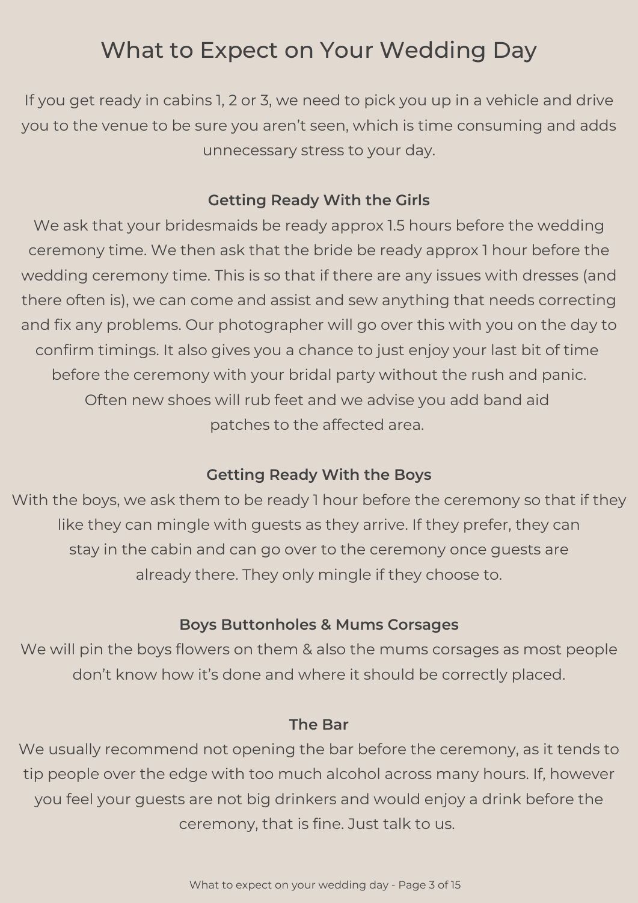# What to Expect on Your Wedding Day

If you get ready in cabins 1, 2 or 3, we need to pick you up in a vehicle and drive you to the venue to be sure you aren't seen, which is time consuming and adds unnecessary stress to your day.

**Getting Ready With the Girls**

We ask that your bridesmaids be ready approx 1.5 hours before the wedding ceremony time. We then ask that the bride be ready approx 1 hour before the wedding ceremony time. This is so that if there are any issues with dresses (and there often is), we can come and assist and sew anything that needs correcting and fix any problems. Our photographer will go over this with you on the day to confirm timings. It also gives you a chance to just enjoy your last bit of time before the ceremony with your bridal party without the rush and panic. Often new shoes will rub feet and we advise you add band aid patches to the affected area.

**Getting Ready With the Boys**

With the boys, we ask them to be ready 1 hour before the ceremony so that if they like they can mingle with guests as they arrive. If they prefer, they can stay in the cabin and can go over to the ceremony once guests are already there. They only mingle if they choose to.

**Boys Buttonholes & Mums Corsages**

We will pin the boys flowers on them & also the mums corsages as most people don't know how it's done and where it should be correctly placed.

**The Bar**

We usually recommend not opening the bar before the ceremony, as it tends to tip people over the edge with too much alcohol across many hours. If, however you feel your guests are not big drinkers and would enjoy a drink before the ceremony, that is fine. Just talk to us.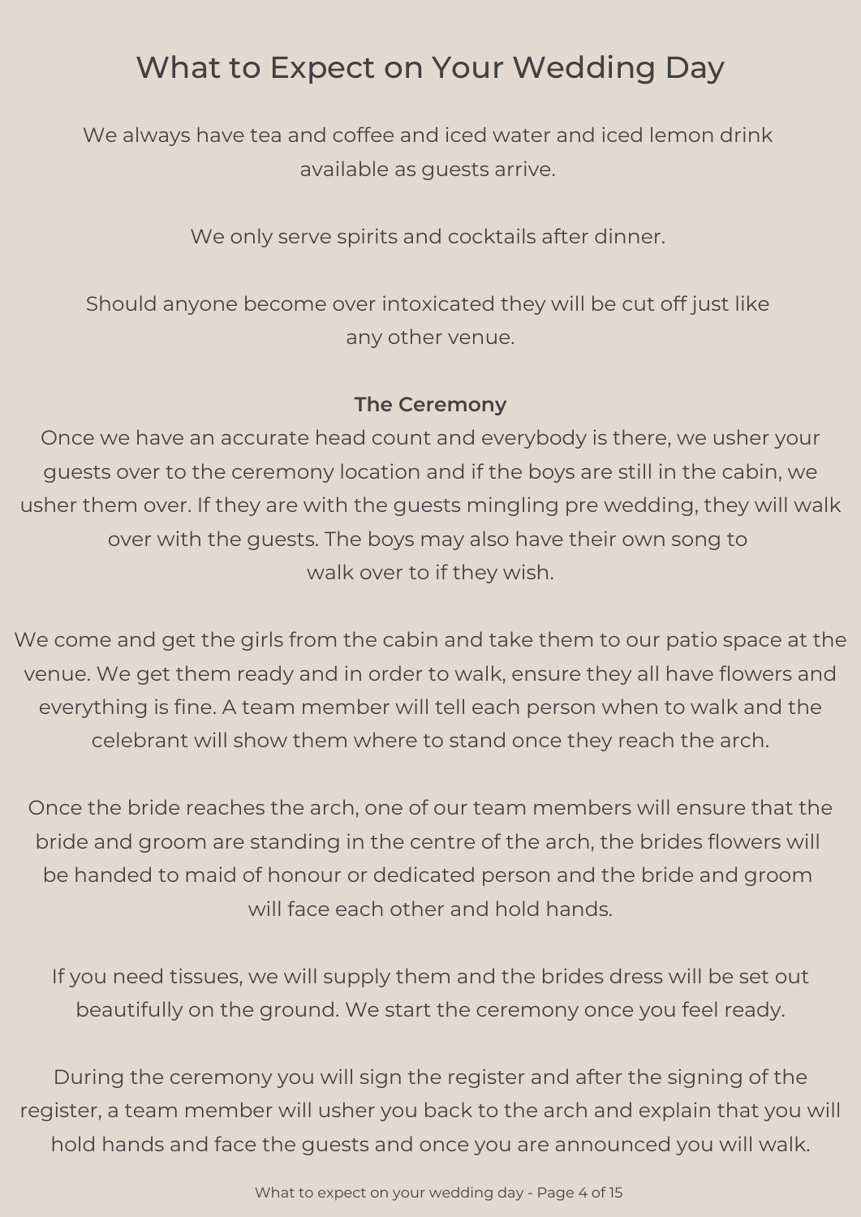# What to Expect on Your Wedding Day

We always have tea and coffee and iced water and iced lemon drink available as guests arrive.

We only serve spirits and cocktails after dinner.

Should anyone become over intoxicated they will be cut off just like any other venue.

**The Ceremony**

Once we have an accurate head count and everybody is there, we usher your guests over to the ceremony location and if the boys are still in the cabin, we usher them over. If they are with the guests mingling pre wedding, they will walk over with the guests. The boys may also have their own song to walk over to if they wish.

We come and get the girls from the cabin and take them to our patio space at the venue. We get them ready and in order to walk, ensure they all have flowers and everything is fine. A team member will tell each person when to walk and the celebrant will show them where to stand once they reach the arch.

Once the bride reaches the arch, one of our team members will ensure that the bride and groom are standing in the centre of the arch, the brides flowers will be handed to maid of honour or dedicated person and the bride and groom will face each other and hold hands.

If you need tissues, we will supply them and the brides dress will be set out beautifully on the ground. We start the ceremony once you feel ready.

During the ceremony you will sign the register and after the signing of the register, a team member will usher you back to the arch and explain that you will hold hands and face the guests and once you are announced you will walk.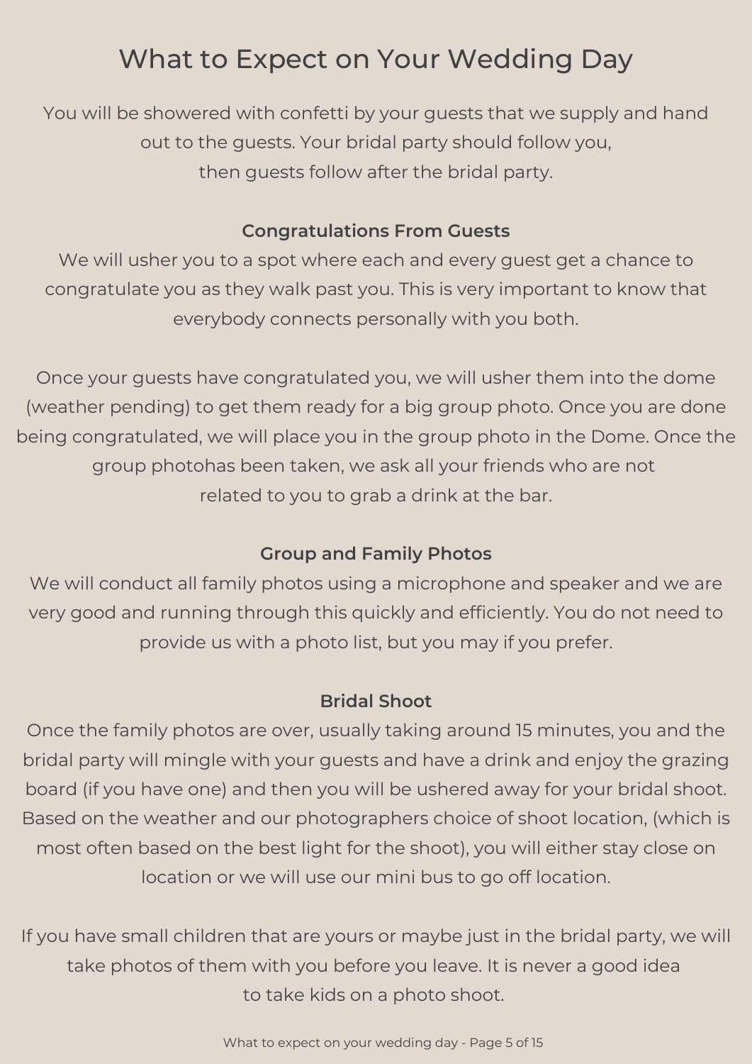# What to Expect on Your Wedding Day

You will be showered with confetti by your guests that we supply and hand out to the guests. Your bridal party should follow you, then guests follow after the bridal party.

**Congratulations From Guests**

We will usher you to a spot where each and every guest get a chance to congratulate you as they walk past you. This is very important to know that everybody connects personally with you both.

Once your guests have congratulated you, we will usher them into the dome (weather pending) to get them ready for a big group photo. Once you are done being congratulated, we will place you in the group photo in the Dome. Once the group photohas been taken, we ask all your friends who are not related to you to grab a drink at the bar.

**Group and Family Photos**

We will conduct all family photos using a microphone and speaker and we are very good and running through this quickly and efficiently. You do not need to provide us with a photo list, but you may if you prefer.

**Bridal Shoot**

Once the family photos are over, usually taking around 15 minutes, you and the bridal party will mingle with your guests and have a drink and enjoy the grazing board (if you have one) and then you will be ushered away for your bridal shoot. Based on the weather and our photographers choice of shoot location, (which is most often based on the best light for the shoot), you will either stay close on location or we will use our mini bus to go off location.

If you have small children that are yours or maybe just in the bridal party, we will take photos of them with you before you leave. It is never a good idea to take kids on a photo shoot.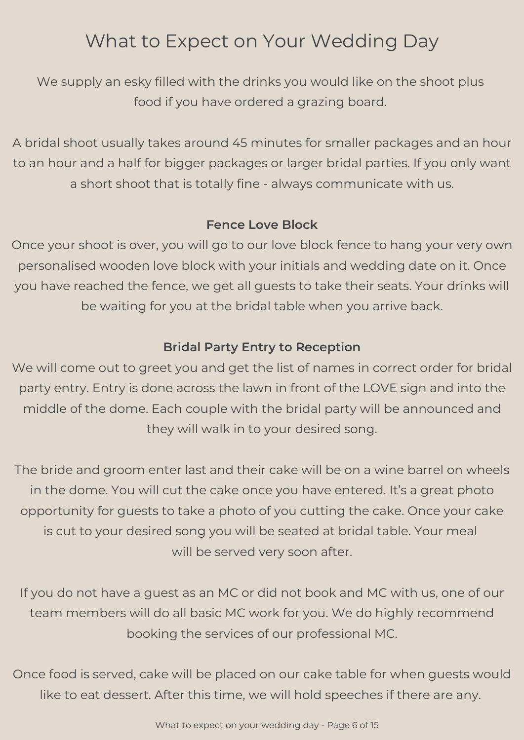# What to Expect on Your Wedding Day

We supply an esky filled with the drinks you would like on the shoot plus food if you have ordered a grazing board.

A bridal shoot usually takes around 45 minutes for smaller packages and an hour to an hour and a half for bigger packages or larger bridal parties. If you only want a short shoot that is totally fine - always communicate with us.

**Fence Love Block**

Once your shoot is over, you will go to our love block fence to hang your very own personalised wooden love block with your initials and wedding date on it. Once you have reached the fence, we get all guests to take their seats. Your drinks will be waiting for you at the bridal table when you arrive back.

**Bridal Party Entry to Reception**

We will come out to greet you and get the list of names in correct order for bridal party entry. Entry is done across the lawn in front of the LOVE sign and into the middle of the dome. Each couple with the bridal party will be announced and they will walk in to your desired song.

The bride and groom enter last and their cake will be on a wine barrel on wheels in the dome. You will cut the cake once you have entered. It's a great photo opportunity for guests to take a photo of you cutting the cake. Once your cake is cut to your desired song you will be seated at bridal table. Your meal will be served very soon after.

If you do not have a guest as an MC or did not book and MC with us, one of our team members will do all basic MC work for you. We do highly recommend booking the services of our professional MC.

Once food is served, cake will be placed on our cake table for when guests would like to eat dessert. After this time, we will hold speeches if there are any.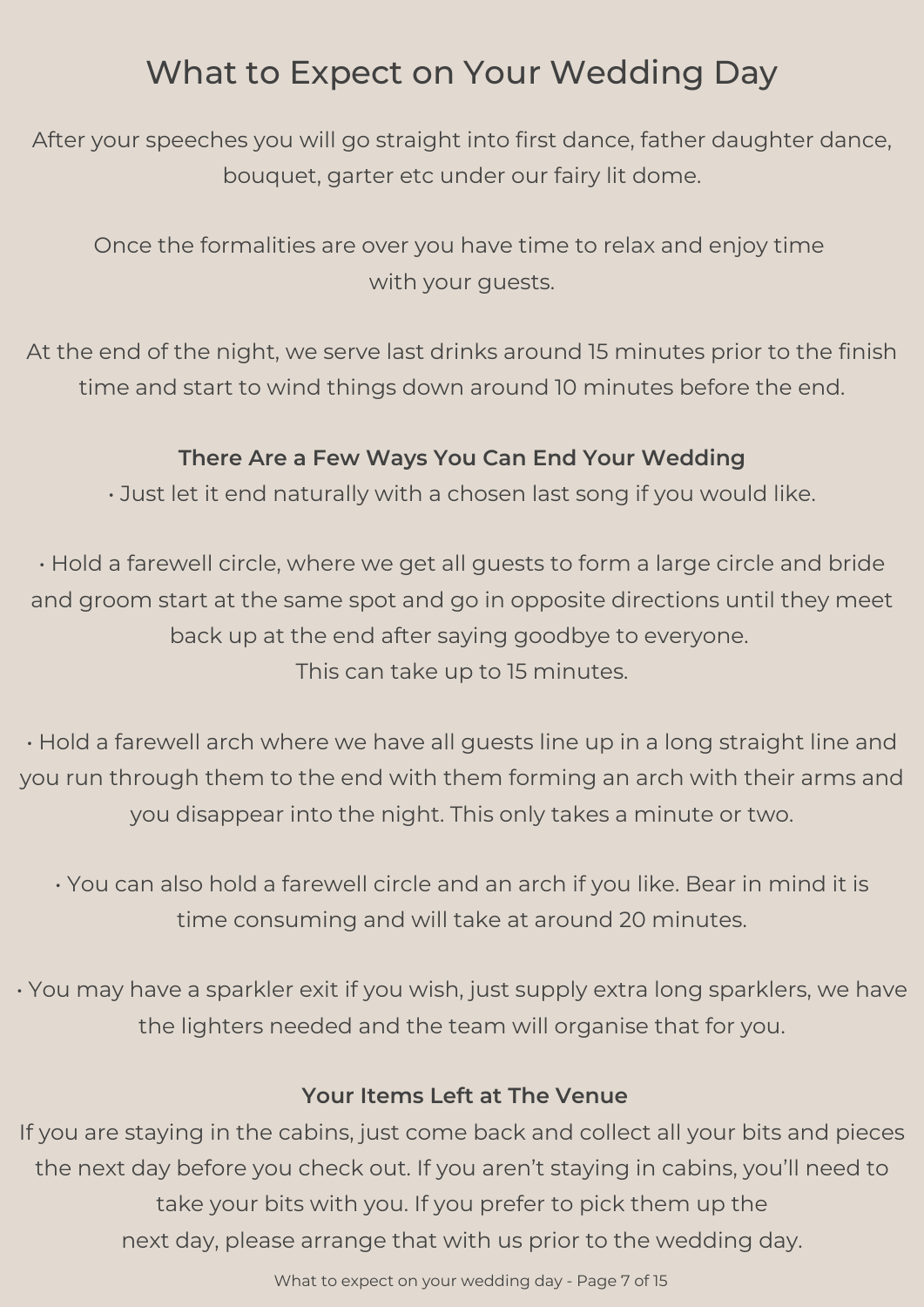# What to Expect on Your Wedding Day

After your speeches you will go straight into first dance, father daughter dance, bouquet, garter etc under our fairy lit dome.

Once the formalities are over you have time to relax and enjoy time with your guests.

At the end of the night, we serve last drinks around 15 minutes prior to the finish time and start to wind things down around 10 minutes before the end.

**There Are a Few Ways You Can End Your Wedding**

- Just let it end naturally with a chosen last song if you would like.

- Hold a farewell circle, where we get all guests to form a large circle and bride and groom start at the same spot and go in opposite directions until they meet back up at the end after saying goodbye to everyone.
This can take up to 15 minutes.

- Hold a farewell arch where we have all guests line up in a long straight line and you run through them to the end with them forming an arch with their arms and you disappear into the night. This only takes a minute or two.

- You can also hold a farewell circle and an arch if you like. Bear in mind it is time consuming and will take at around 20 minutes.

- You may have a sparkler exit if you wish, just supply extra long sparklers, we have the lighters needed and the team will organise that for you.

**Your Items Left at The Venue**

If you are staying in the cabins, just come back and collect all your bits and pieces the next day before you check out. If you aren't staying in cabins, you'll need to take your bits with you. If you prefer to pick them up the next day, please arrange that with us prior to the wedding day.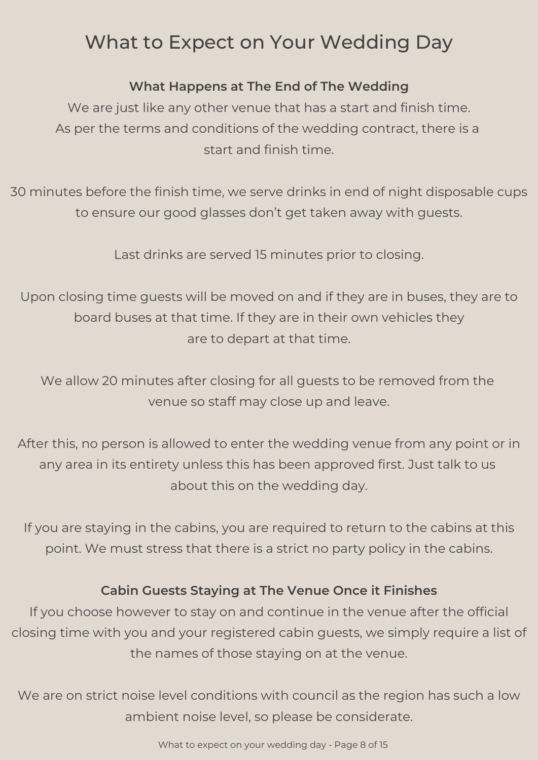# What to Expect on Your Wedding Day

## What Happens at The End of The Wedding

We are just like any other venue that has a start and finish time. As per the terms and conditions of the wedding contract, there is a start and finish time.

30 minutes before the finish time, we serve drinks in end of night disposable cups to ensure our good glasses don't get taken away with guests.

Last drinks are served 15 minutes prior to closing.

Upon closing time guests will be moved on and if they are in buses, they are to board buses at that time. If they are in their own vehicles they are to depart at that time.

We allow 20 minutes after closing for all guests to be removed from the venue so staff may close up and leave.

After this, no person is allowed to enter the wedding venue from any point or in any area in its entirety unless this has been approved first. Just talk to us about this on the wedding day.

If you are staying in the cabins, you are required to return to the cabins at this point. We must stress that there is a strict no party policy in the cabins.

## Cabin Guests Staying at The Venue Once it Finishes

If you choose however to stay on and continue in the venue after the official closing time with you and your registered cabin guests, we simply require a list of the names of those staying on at the venue.

We are on strict noise level conditions with council as the region has such a low ambient noise level, so please be considerate.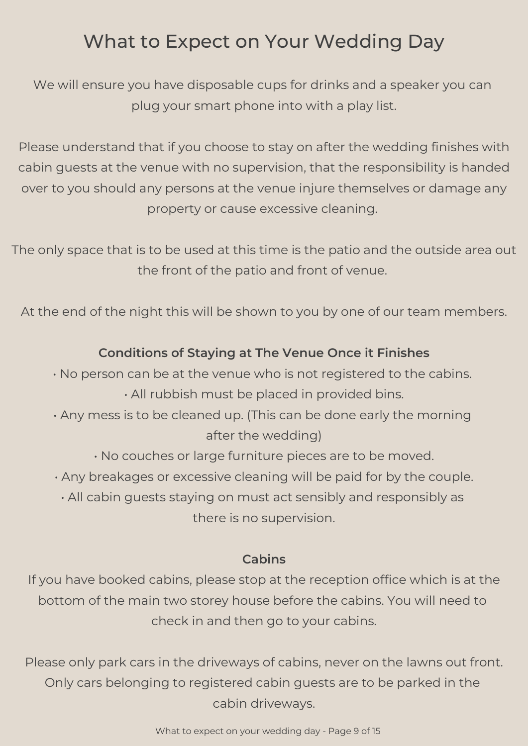# What to Expect on Your Wedding Day

We will ensure you have disposable cups for drinks and a speaker you can plug your smart phone into with a play list.

Please understand that if you choose to stay on after the wedding finishes with cabin guests at the venue with no supervision, that the responsibility is handed over to you should any persons at the venue injure themselves or damage any property or cause excessive cleaning.

The only space that is to be used at this time is the patio and the outside area out the front of the patio and front of venue.

At the end of the night this will be shown to you by one of our team members.

**Conditions of Staying at The Venue Once it Finishes**

- No person can be at the venue who is not registered to the cabins.
- All rubbish must be placed in provided bins.
- Any mess is to be cleaned up. (This can be done early the morning after the wedding)
- No couches or large furniture pieces are to be moved.
- Any breakages or excessive cleaning will be paid for by the couple.
- All cabin guests staying on must act sensibly and responsibly as there is no supervision.

**Cabins**

If you have booked cabins, please stop at the reception office which is at the bottom of the main two storey house before the cabins. You will need to check in and then go to your cabins.

Please only park cars in the driveways of cabins, never on the lawns out front. Only cars belonging to registered cabin guests are to be parked in the cabin driveways.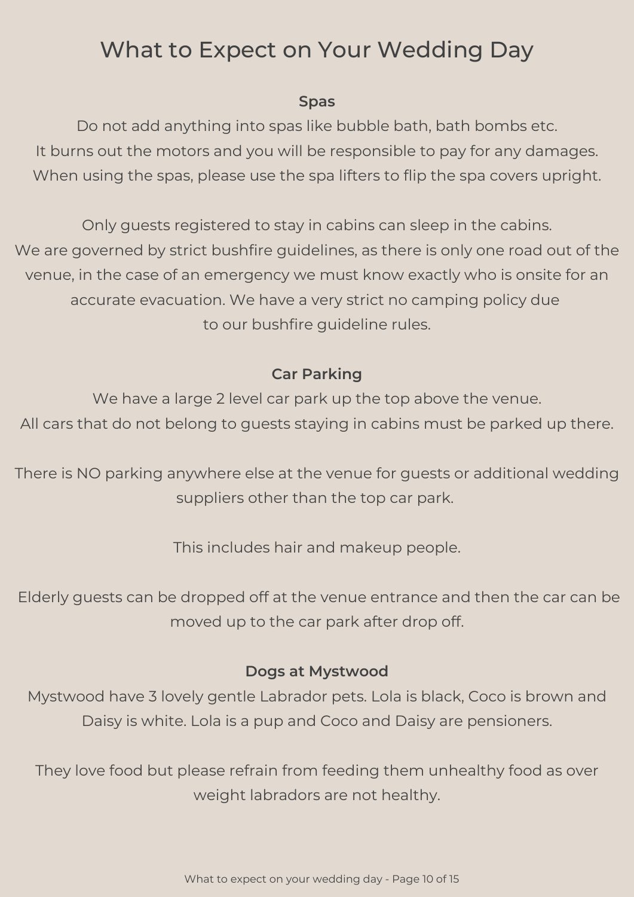# What to Expect on Your Wedding Day

**Spas**

Do not add anything into spas like bubble bath, bath bombs etc.
It burns out the motors and you will be responsible to pay for any damages.
When using the spas, please use the spa lifters to flip the spa covers upright.

Only guests registered to stay in cabins can sleep in the cabins.
We are governed by strict bushfire guidelines, as there is only one road out of the venue, in the case of an emergency we must know exactly who is onsite for an accurate evacuation. We have a very strict no camping policy due to our bushfire guideline rules.

**Car Parking**

We have a large 2 level car park up the top above the venue.
All cars that do not belong to guests staying in cabins must be parked up there.

There is NO parking anywhere else at the venue for guests or additional wedding suppliers other than the top car park.

This includes hair and makeup people.

Elderly guests can be dropped off at the venue entrance and then the car can be moved up to the car park after drop off.

**Dogs at Mystwood**

Mystwood have 3 lovely gentle Labrador pets. Lola is black, Coco is brown and Daisy is white. Lola is a pup and Coco and Daisy are pensioners.

They love food but please refrain from feeding them unhealthy food as over weight labradors are not healthy.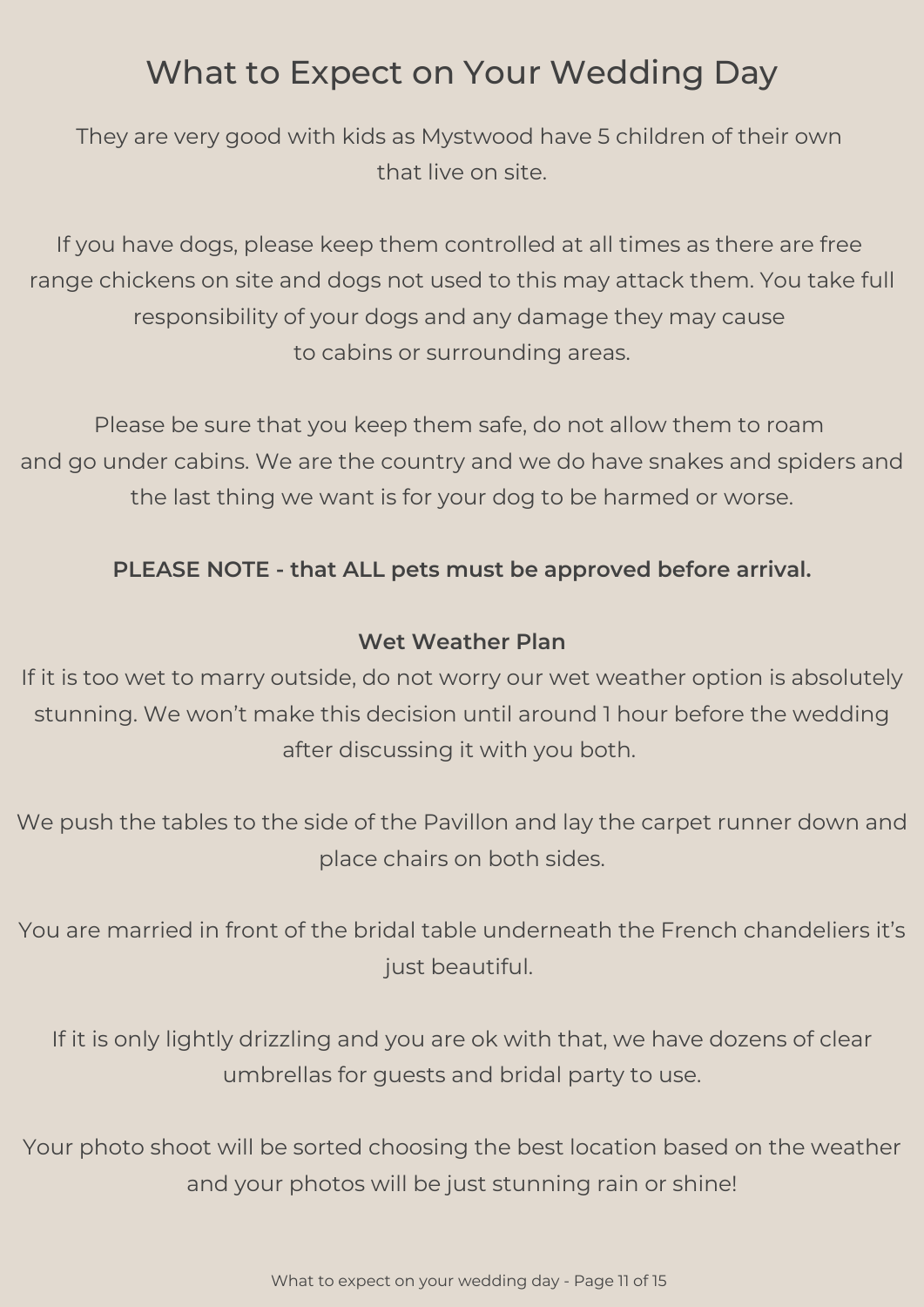# What to Expect on Your Wedding Day

They are very good with kids as Mystwood have 5 children of their own that live on site.

If you have dogs, please keep them controlled at all times as there are free range chickens on site and dogs not used to this may attack them. You take full responsibility of your dogs and any damage they may cause to cabins or surrounding areas.

Please be sure that you keep them safe, do not allow them to roam and go under cabins. We are the country and we do have snakes and spiders and the last thing we want is for your dog to be harmed or worse.

**PLEASE NOTE - that ALL pets must be approved before arrival.**

**Wet Weather Plan**

If it is too wet to marry outside, do not worry our wet weather option is absolutely stunning. We won't make this decision until around 1 hour before the wedding after discussing it with you both.

We push the tables to the side of the Pavillon and lay the carpet runner down and place chairs on both sides.

You are married in front of the bridal table underneath the French chandeliers it's just beautiful.

If it is only lightly drizzling and you are ok with that, we have dozens of clear umbrellas for guests and bridal party to use.

Your photo shoot will be sorted choosing the best location based on the weather and your photos will be just stunning rain or shine!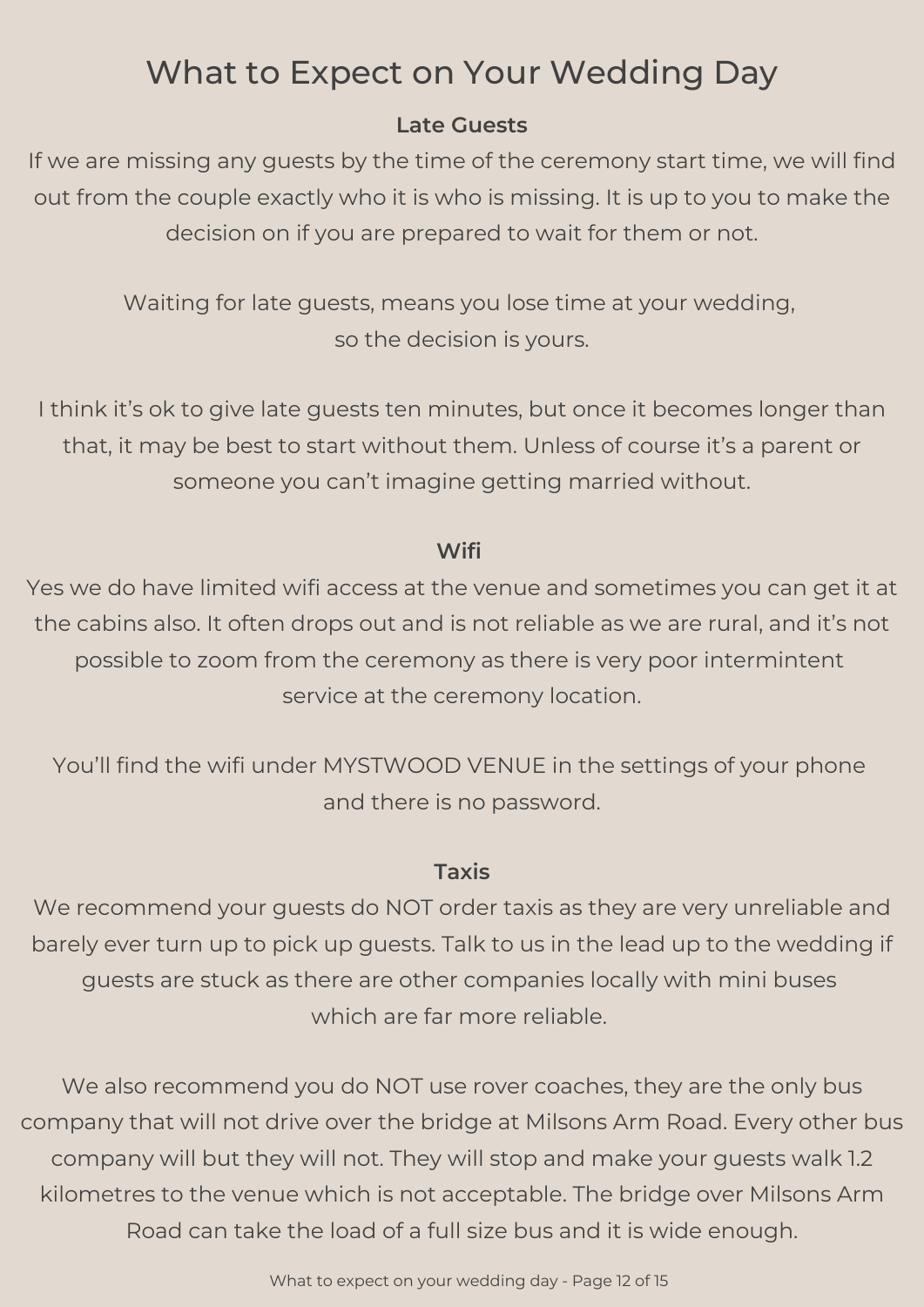# What to Expect on Your Wedding Day

### Late Guests

If we are missing any guests by the time of the ceremony start time, we will find out from the couple exactly who it is who is missing. It is up to you to make the decision on if you are prepared to wait for them or not.

Waiting for late guests, means you lose time at your wedding, so the decision is yours.

I think it's ok to give late guests ten minutes, but once it becomes longer than that, it may be best to start without them. Unless of course it's a parent or someone you can't imagine getting married without.

### Wifi

Yes we do have limited wifi access at the venue and sometimes you can get it at the cabins also. It often drops out and is not reliable as we are rural, and it's not possible to zoom from the ceremony as there is very poor intermintent service at the ceremony location.

You'll find the wifi under MYSTWOOD VENUE in the settings of your phone and there is no password.

### Taxis

We recommend your guests do NOT order taxis as they are very unreliable and barely ever turn up to pick up guests. Talk to us in the lead up to the wedding if guests are stuck as there are other companies locally with mini buses which are far more reliable.

We also recommend you do NOT use rover coaches, they are the only bus company that will not drive over the bridge at Milsons Arm Road. Every other bus company will but they will not. They will stop and make your guests walk 1.2 kilometres to the venue which is not acceptable. The bridge over Milsons Arm Road can take the load of a full size bus and it is wide enough.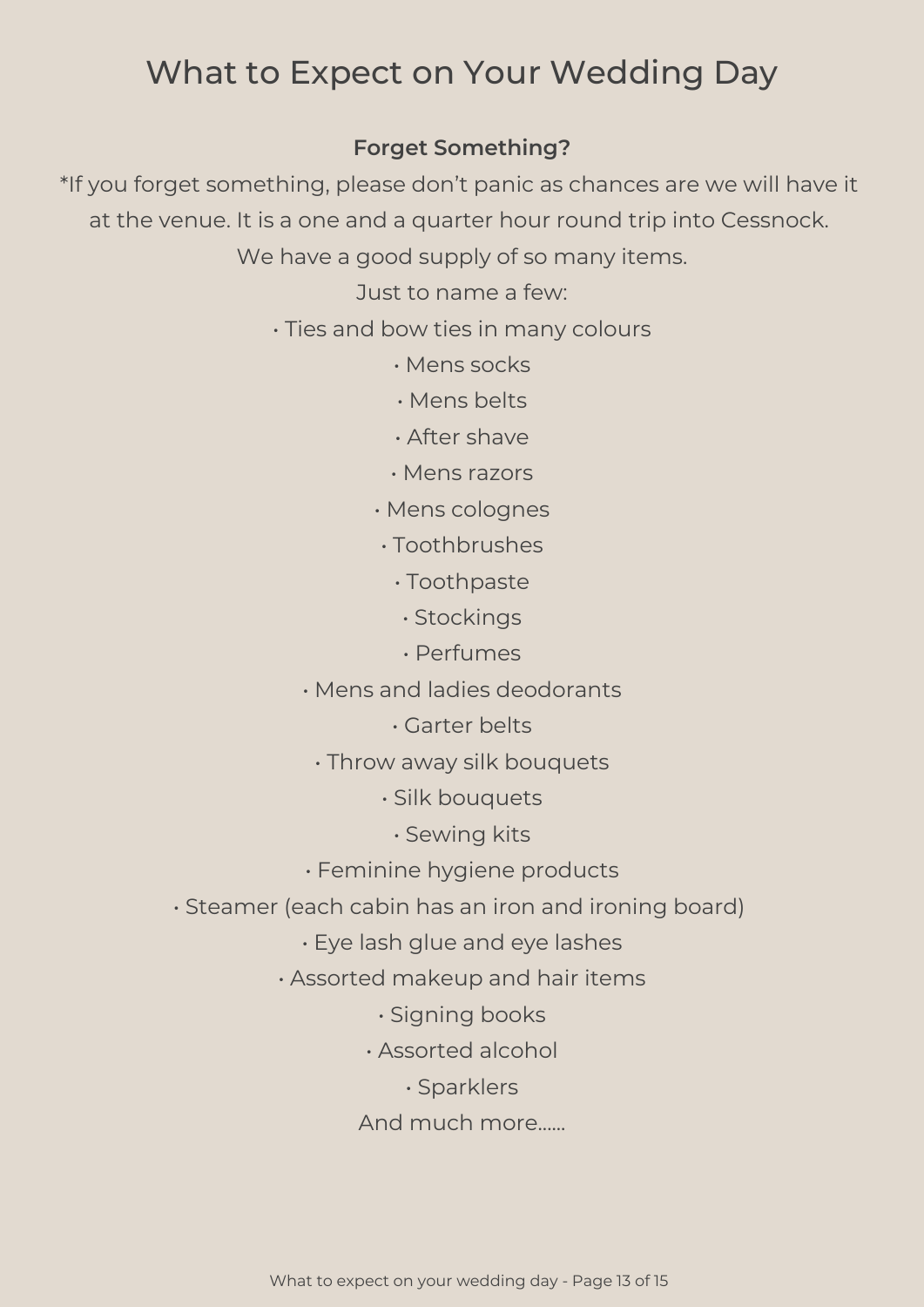# What to Expect on Your Wedding Day

**Forget Something?**

*If you forget something, please don't panic as chances are we will have it at the venue. It is a one and a quarter hour round trip into Cessnock.

We have a good supply of so many items.

Just to name a few:

- Ties and bow ties in many colours
- Mens socks
- Mens belts
- After shave
- Mens razors
- Mens colognes
- Toothbrushes
- Toothpaste
- Stockings
- Perfumes
- Mens and ladies deodorants
- Garter belts
- Throw away silk bouquets
- Silk bouquets
- Sewing kits
- Feminine hygiene products
- Steamer (each cabin has an iron and ironing board)
- Eye lash glue and eye lashes
- Assorted makeup and hair items
- Signing books
- Assorted alcohol
- Sparklers

And much more......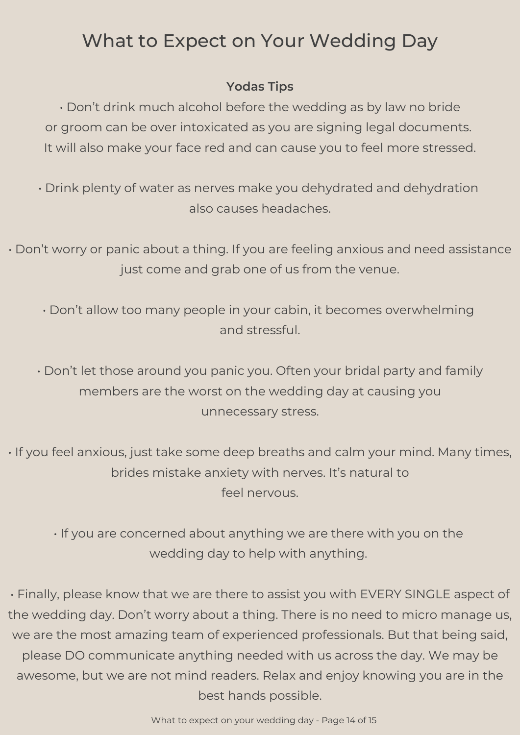# What to Expect on Your Wedding Day

**Yodas Tips**

- Don't drink much alcohol before the wedding as by law no bride or groom can be over intoxicated as you are signing legal documents. It will also make your face red and can cause you to feel more stressed.

- Drink plenty of water as nerves make you dehydrated and dehydration also causes headaches.

- Don't worry or panic about a thing. If you are feeling anxious and need assistance just come and grab one of us from the venue.

- Don't allow too many people in your cabin, it becomes overwhelming and stressful.

- Don't let those around you panic you. Often your bridal party and family members are the worst on the wedding day at causing you unnecessary stress.

- If you feel anxious, just take some deep breaths and calm your mind. Many times, brides mistake anxiety with nerves. It's natural to feel nervous.

- If you are concerned about anything we are there with you on the wedding day to help with anything.

- Finally, please know that we are there to assist you with EVERY SINGLE aspect of the wedding day. Don't worry about a thing. There is no need to micro manage us, we are the most amazing team of experienced professionals. But that being said, please DO communicate anything needed with us across the day. We may be awesome, but we are not mind readers. Relax and enjoy knowing you are in the best hands possible.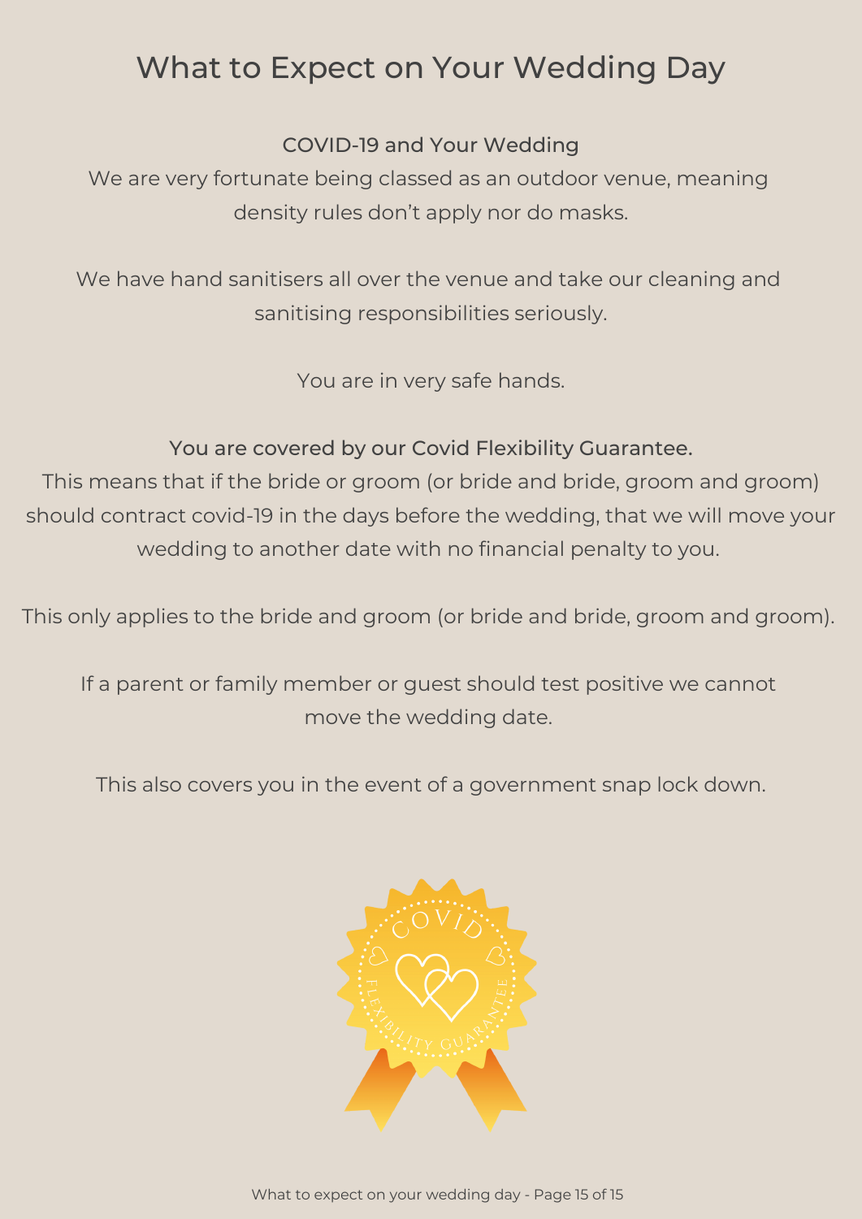# What to Expect on Your Wedding Day

**COVID-19 and Your Wedding**

We are very fortunate being classed as an outdoor venue, meaning density rules don't apply nor do masks.

We have hand sanitisers all over the venue and take our cleaning and sanitising responsibilities seriously.

You are in very safe hands.

**You are covered by our Covid Flexibility Guarantee.**

This means that if the bride or groom (or bride and bride, groom and groom) should contract covid-19 in the days before the wedding, that we will move your wedding to another date with no financial penalty to you.

This only applies to the bride and groom (or bride and bride, groom and groom).

If a parent or family member or guest should test positive we cannot move the wedding date.

This also covers you in the event of a government snap lock down.

COVID FLEXIBILITY GUARANTEE